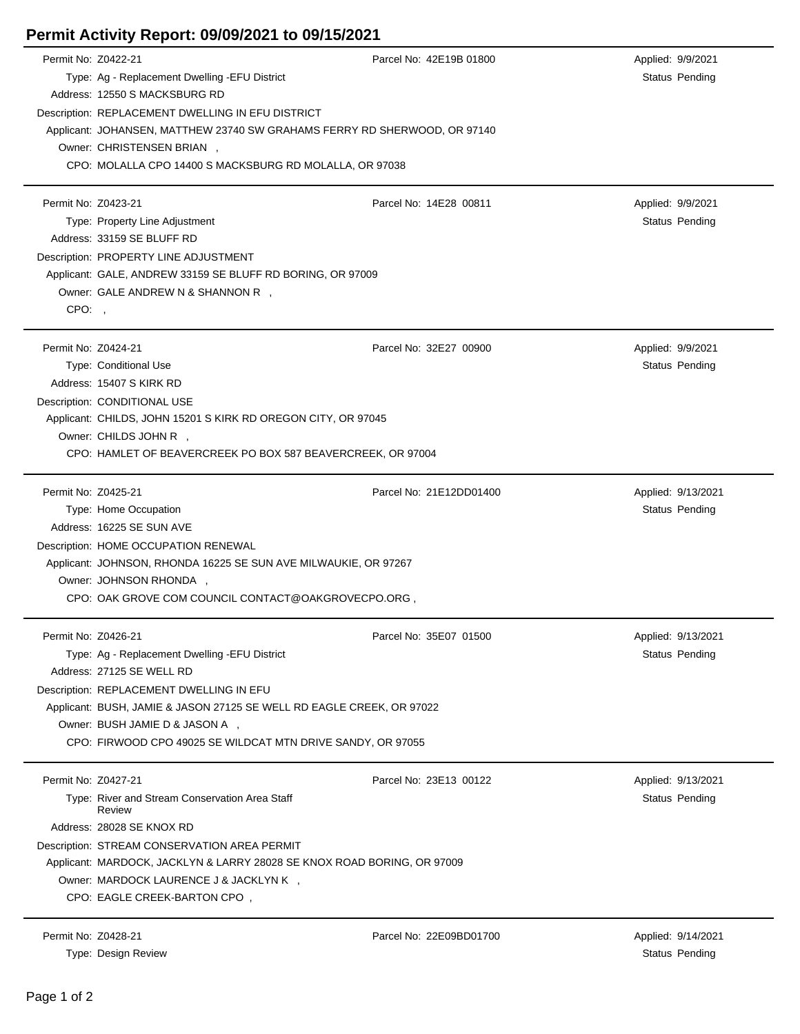# Permit Activity Report: 09/09/2021 to 09/15/2021

Permit No: Z0422-21  
Parcel No: 42E19B 01800  
Applied: 9/9/2021  
Type: Ag - Replacement Dwelling -EFU District  
Status Pending  
Address: 12550 S MACKSBURG RD  
Description: REPLACEMENT DWELLING IN EFU DISTRICT  
Applicant: JOHANSEN, MATTHEW 23740 SW GRAHAMS FERRY RD SHERWOOD, OR 97140  
Owner: CHRISTENSEN BRIAN ,  
CPO: MOLALLA CPO 14400 S MACKSBURG RD MOLALLA, OR 97038

---

Permit No: Z0423-21  
Parcel No: 14E28 00811  
Applied: 9/9/2021  
Type: Property Line Adjustment  
Status Pending  
Address: 33159 SE BLUFF RD  
Description: PROPERTY LINE ADJUSTMENT  
Applicant: GALE, ANDREW 33159 SE BLUFF RD BORING, OR 97009  
Owner: GALE ANDREW N & SHANNON R ,  
CPO: ,

---

Permit No: Z0424-21  
Parcel No: 32E27 00900  
Applied: 9/9/2021  
Type: Conditional Use  
Status Pending  
Address: 15407 S KIRK RD  
Description: CONDITIONAL USE  
Applicant: CHILDS, JOHN 15201 S KIRK RD OREGON CITY, OR 97045  
Owner: CHILDS JOHN R ,  
CPO: HAMLET OF BEAVERCREEK PO BOX 587 BEAVERCREEK, OR 97004

---

Permit No: Z0425-21  
Parcel No: 21E12DD01400  
Applied: 9/13/2021  
Type: Home Occupation  
Status Pending  
Address: 16225 SE SUN AVE  
Description: HOME OCCUPATION RENEWAL  
Applicant: JOHNSON, RHONDA 16225 SE SUN AVE MILWAUKIE, OR 97267  
Owner: JOHNSON RHONDA ,  
CPO: OAK GROVE COM COUNCIL CONTACT@OAKGROVECPO.ORG ,

---

Permit No: Z0426-21  
Parcel No: 35E07 01500  
Applied: 9/13/2021  
Type: Ag - Replacement Dwelling -EFU District  
Status Pending  
Address: 27125 SE WELL RD  
Description: REPLACEMENT DWELLING IN EFU  
Applicant: BUSH, JAMIE & JASON 27125 SE WELL RD EAGLE CREEK, OR 97022  
Owner: BUSH JAMIE D & JASON A ,  
CPO: FIRWOOD CPO 49025 SE WILDCAT MTN DRIVE SANDY, OR 97055

---

Permit No: Z0427-21  
Parcel No: 23E13 00122  
Applied: 9/13/2021  
Type: River and Stream Conservation Area Staff Review  
Status Pending  
Address: 28028 SE KNOX RD  
Description: STREAM CONSERVATION AREA PERMIT  
Applicant: MARDOCK, JACKLYN & LARRY 28028 SE KNOX ROAD BORING, OR 97009  
Owner: MARDOCK LAURENCE J & JACKLYN K ,  
CPO: EAGLE CREEK-BARTON CPO ,

---

Permit No: Z0428-21  
Parcel No: 22E09BD01700  
Applied: 9/14/2021  
Type: Design Review  
Status Pending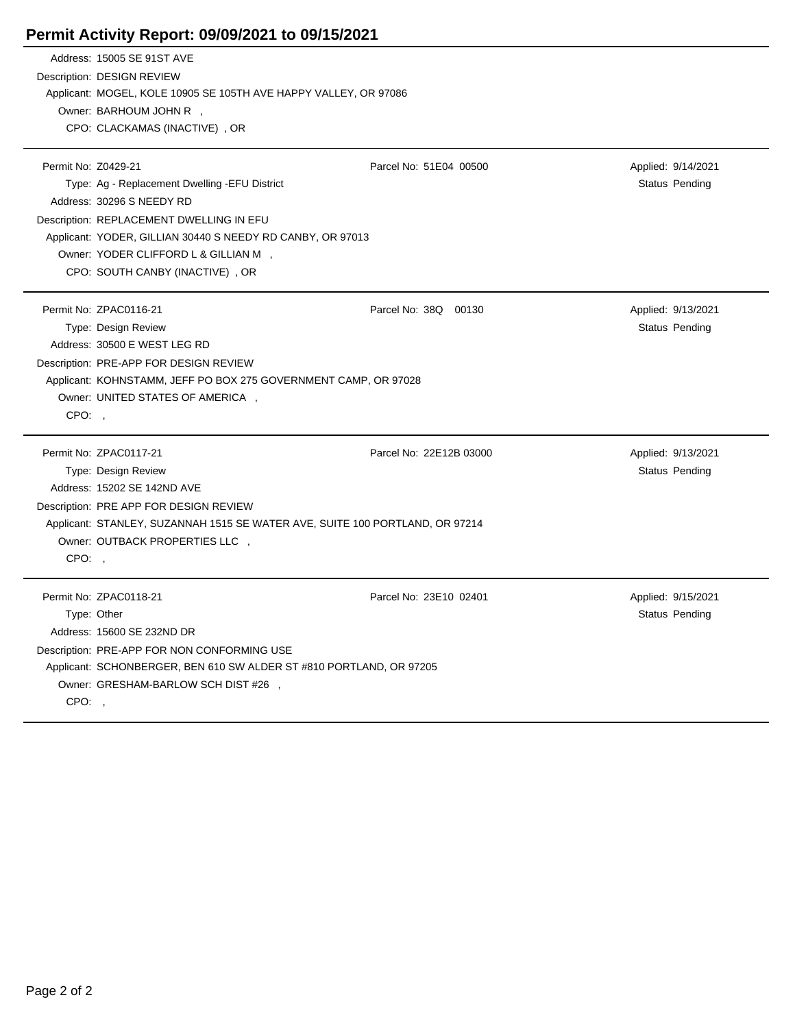# Permit Activity Report: 09/09/2021 to 09/15/2021

Address: 15005 SE 91ST AVE
Description: DESIGN REVIEW
Applicant: MOGEL, KOLE 10905 SE 105TH AVE HAPPY VALLEY, OR 97086
Owner: BARHOUM JOHN R ,
CPO: CLACKAMAS (INACTIVE) , OR

---

Permit No: Z0429-21 | Parcel No: 51E04 00500 | Applied: 9/14/2021
Type: Ag - Replacement Dwelling -EFU District | Status Pending
Address: 30296 S NEEDY RD
Description: REPLACEMENT DWELLING IN EFU
Applicant: YODER, GILLIAN 30440 S NEEDY RD CANBY, OR 97013
Owner: YODER CLIFFORD L & GILLIAN M ,
CPO: SOUTH CANBY (INACTIVE) , OR

---

Permit No: ZPAC0116-21 | Parcel No: 38Q 00130 | Applied: 9/13/2021
Type: Design Review | Status Pending
Address: 30500 E WEST LEG RD
Description: PRE-APP FOR DESIGN REVIEW
Applicant: KOHNSTAMM, JEFF PO BOX 275 GOVERNMENT CAMP, OR 97028
Owner: UNITED STATES OF AMERICA ,
CPO: ,

---

Permit No: ZPAC0117-21 | Parcel No: 22E12B 03000 | Applied: 9/13/2021
Type: Design Review | Status Pending
Address: 15202 SE 142ND AVE
Description: PRE APP FOR DESIGN REVIEW
Applicant: STANLEY, SUZANNAH 1515 SE WATER AVE, SUITE 100 PORTLAND, OR 97214
Owner: OUTBACK PROPERTIES LLC ,
CPO: ,

---

Permit No: ZPAC0118-21 | Parcel No: 23E10 02401 | Applied: 9/15/2021
Type: Other | Status Pending
Address: 15600 SE 232ND DR
Description: PRE-APP FOR NON CONFORMING USE
Applicant: SCHONBERGER, BEN 610 SW ALDER ST #810 PORTLAND, OR 97205
Owner: GRESHAM-BARLOW SCH DIST #26 ,
CPO: ,